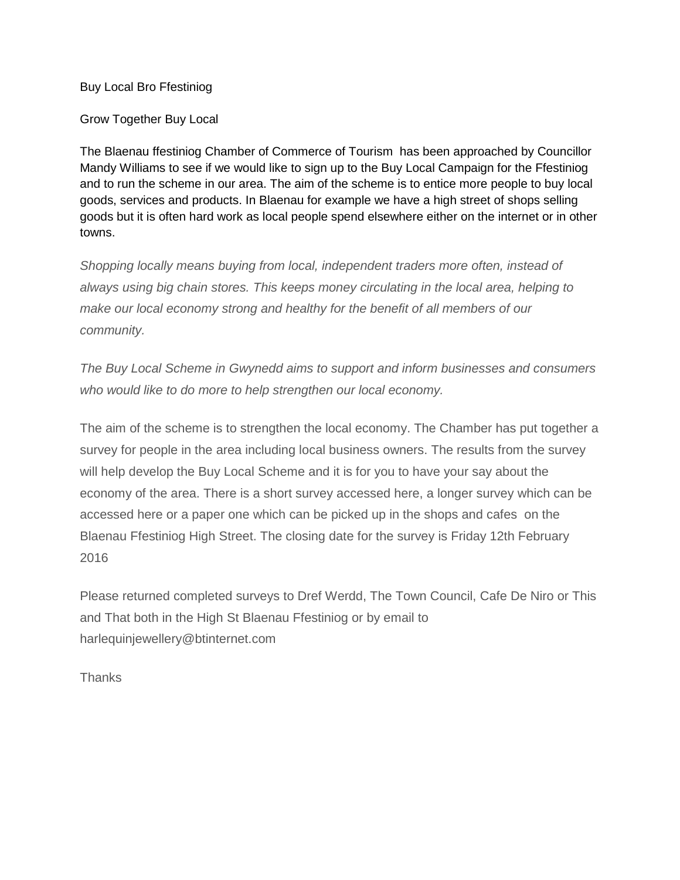Buy Local Bro Ffestiniog

Grow Together Buy Local

The Blaenau ffestiniog Chamber of Commerce of Tourism has been approached by Councillor Mandy Williams to see if we would like to sign up to the Buy Local Campaign for the Ffestiniog and to run the scheme in our area. The aim of the scheme is to entice more people to buy local goods, services and products. In Blaenau for example we have a high street of shops selling goods but it is often hard work as local people spend elsewhere either on the internet or in other towns.

*Shopping locally means buying from local, independent traders more often, instead of always using big chain stores. This keeps money circulating in the local area, helping to make our local economy strong and healthy for the benefit of all members of our community.*

*The Buy Local Scheme in Gwynedd aims to support and inform businesses and consumers who would like to do more to help strengthen our local economy.*

The aim of the scheme is to strengthen the local economy. The Chamber has put together a survey for people in the area including local business owners. The results from the survey will help develop the Buy Local Scheme and it is for you to have your say about the economy of the area. There is a short survey accessed here, a longer survey which can be accessed here or a paper one which can be picked up in the shops and cafes on the Blaenau Ffestiniog High Street. The closing date for the survey is Friday 12th February 2016

Please returned completed surveys to Dref Werdd, The Town Council, Cafe De Niro or This and That both in the High St Blaenau Ffestiniog or by email to harlequinjewellery@btinternet.com

Thanks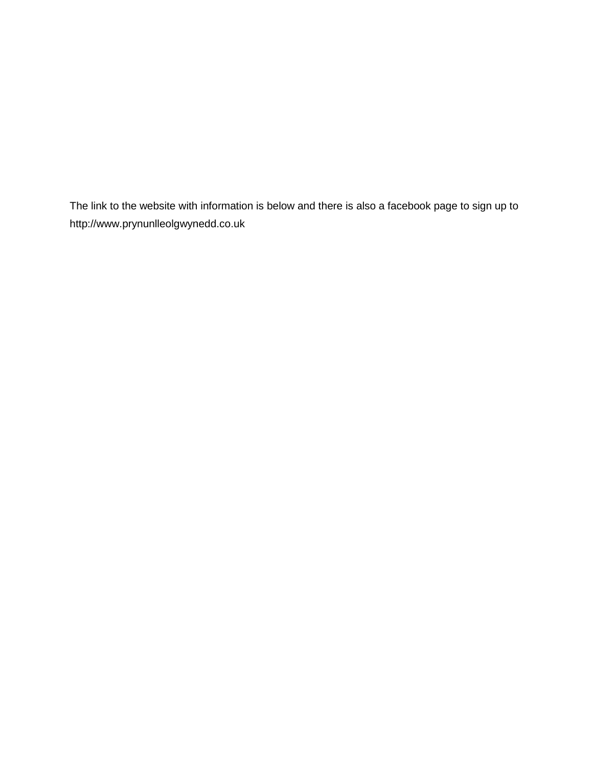The link to the website with information is below and there is also a facebook page to sign up to
http://www.prynunlleolgwynedd.co.uk